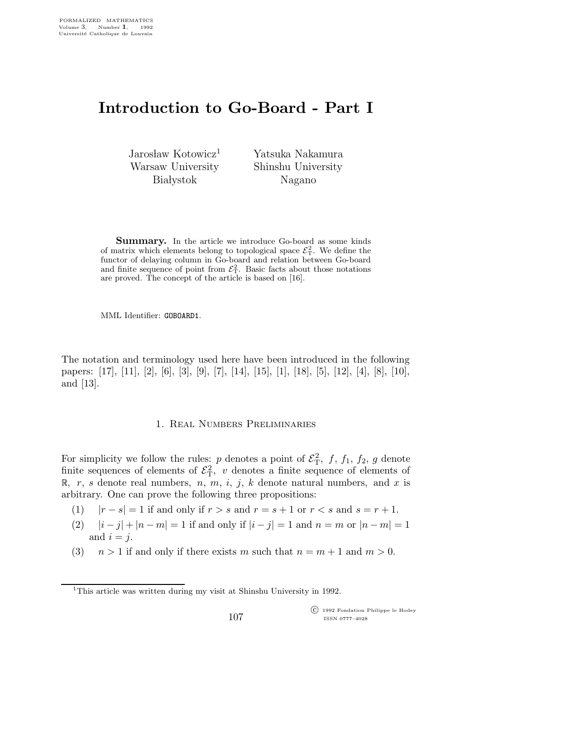# Introduction to Go-Board - Part I

Jarosław Kotowicz[1]  
Warsaw University  
Białystok

Yatsuka Nakamura  
Shinshu University  
Nagano

**Summary.** In the article we introduce Go-board as some kinds of matrix which elements belong to topological space $\mathcal{E}^2_{\rm T}$. We define the functor of delaying column in Go-board and relation between Go-board and finite sequence of point from $\mathcal{E}^2_{\rm T}$. Basic facts about those notations are proved. The concept of the article is based on [16].

MML Identifier: GOBOARD1.

The notation and terminology used here have been introduced in the following papers: [17], [11], [2], [6], [3], [9], [7], [14], [15], [1], [18], [5], [12], [4], [8], [10], and [13].

## 1. Real Numbers Preliminaries

For simplicity we follow the rules: $p$ denotes a point of $\mathcal{E}^2_{\rm T}$, $f$, $f_1$, $f_2$, $g$ denote finite sequences of elements of $\mathcal{E}^2_{\rm T}$, $v$ denotes a finite sequence of elements of $\mathbb{R}$, $r$, $s$ denote real numbers, $n$, $m$, $i$, $j$, $k$ denote natural numbers, and $x$ is arbitrary. One can prove the following three propositions:

(1) $|r - s| = 1$ if and only if $r > s$ and $r = s + 1$ or $r < s$ and $s = r + 1$.

(2) $|i - j| + |n - m| = 1$ if and only if $|i - j| = 1$ and $n = m$ or $|n - m| = 1$ and $i = j$.

(3) $n > 1$ if and only if there exists $m$ such that $n = m + 1$ and $m > 0$.

[1] This article was written during my visit at Shinshu University in 1992.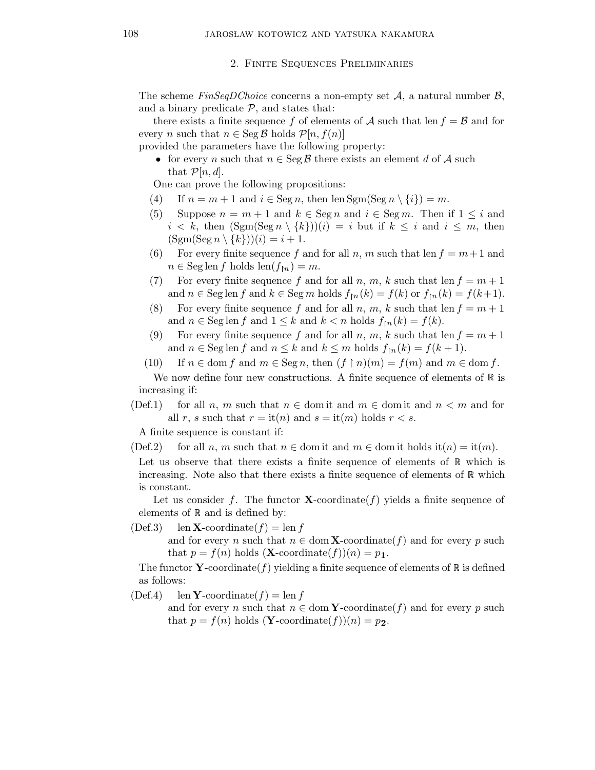## 2. Finite Sequences Preliminaries

The scheme *FinSeqDChoice* concerns a non-empty set $\mathcal{A}$, a natural number $\mathcal{B}$, and a binary predicate $\mathcal{P}$, and states that:

there exists a finite sequence $f$ of elements of $\mathcal{A}$ such that $\operatorname{len} f = \mathcal{B}$ and for every $n$ such that $n \in \operatorname{Seg} \mathcal{B}$ holds $\mathcal{P}[n, f(n)]$

provided the parameters have the following property:

- for every $n$ such that $n \in \operatorname{Seg} \mathcal{B}$ there exists an element $d$ of $\mathcal{A}$ such that $\mathcal{P}[n, d]$.

One can prove the following propositions:

(4) If $n = m + 1$ and $i \in \operatorname{Seg} n$, then $\operatorname{len} \operatorname{Sgm}(\operatorname{Seg} n \setminus \{i\}) = m$.

(5) Suppose $n = m + 1$ and $k \in \operatorname{Seg} n$ and $i \in \operatorname{Seg} m$. Then if $1 \leq i$ and $i < k$, then $(\operatorname{Sgm}(\operatorname{Seg} n \setminus \{k\}))(i) = i$ but if $k \leq i$ and $i \leq m$, then $(\operatorname{Sgm}(\operatorname{Seg} n \setminus \{k\}))(i) = i + 1$.

(6) For every finite sequence $f$ and for all $n$, $m$ such that $\operatorname{len} f = m + 1$ and $n \in \operatorname{Seg} \operatorname{len} f$ holds $\operatorname{len}(f_{\restriction n}) = m$.

(7) For every finite sequence $f$ and for all $n$, $m$, $k$ such that $\operatorname{len} f = m + 1$ and $n \in \operatorname{Seg} \operatorname{len} f$ and $k \in \operatorname{Seg} m$ holds $f_{\restriction n}(k) = f(k)$ or $f_{\restriction n}(k) = f(k+1)$.

(8) For every finite sequence $f$ and for all $n$, $m$, $k$ such that $\operatorname{len} f = m + 1$ and $n \in \operatorname{Seg} \operatorname{len} f$ and $1 \leq k$ and $k < n$ holds $f_{\restriction n}(k) = f(k)$.

(9) For every finite sequence $f$ and for all $n$, $m$, $k$ such that $\operatorname{len} f = m + 1$ and $n \in \operatorname{Seg} \operatorname{len} f$ and $n \leq k$ and $k \leq m$ holds $f_{\restriction n}(k) = f(k + 1)$.

(10) If $n \in \operatorname{dom} f$ and $m \in \operatorname{Seg} n$, then $(f \restriction n)(m) = f(m)$ and $m \in \operatorname{dom} f$.

We now define four new constructions. A finite sequence of elements of $\mathbb{R}$ is increasing if:

(Def.1) for all $n$, $m$ such that $n \in \operatorname{dom} \mathrm{it}$ and $m \in \operatorname{dom} \mathrm{it}$ and $n < m$ and for all $r$, $s$ such that $r = \mathrm{it}(n)$ and $s = \mathrm{it}(m)$ holds $r < s$.

A finite sequence is constant if:

(Def.2) for all $n$, $m$ such that $n \in \operatorname{dom} \mathrm{it}$ and $m \in \operatorname{dom} \mathrm{it}$ holds $\mathrm{it}(n) = \mathrm{it}(m)$.

Let us observe that there exists a finite sequence of elements of $\mathbb{R}$ which is increasing. Note also that there exists a finite sequence of elements of $\mathbb{R}$ which is constant.

Let us consider $f$. The functor $\mathbf{X}\text{-coordinate}(f)$ yields a finite sequence of elements of $\mathbb{R}$ and is defined by:

(Def.3) $\operatorname{len} \mathbf{X}\text{-coordinate}(f) = \operatorname{len} f$
and for every $n$ such that $n \in \operatorname{dom} \mathbf{X}\text{-coordinate}(f)$ and for every $p$ such that $p = f(n)$ holds $(\mathbf{X}\text{-coordinate}(f))(n) = p_{\mathbf{1}}$.

The functor $\mathbf{Y}\text{-coordinate}(f)$ yielding a finite sequence of elements of $\mathbb{R}$ is defined as follows:

(Def.4) $\operatorname{len} \mathbf{Y}\text{-coordinate}(f) = \operatorname{len} f$
and for every $n$ such that $n \in \operatorname{dom} \mathbf{Y}\text{-coordinate}(f)$ and for every $p$ such that $p = f(n)$ holds $(\mathbf{Y}\text{-coordinate}(f))(n) = p_{\mathbf{2}}$.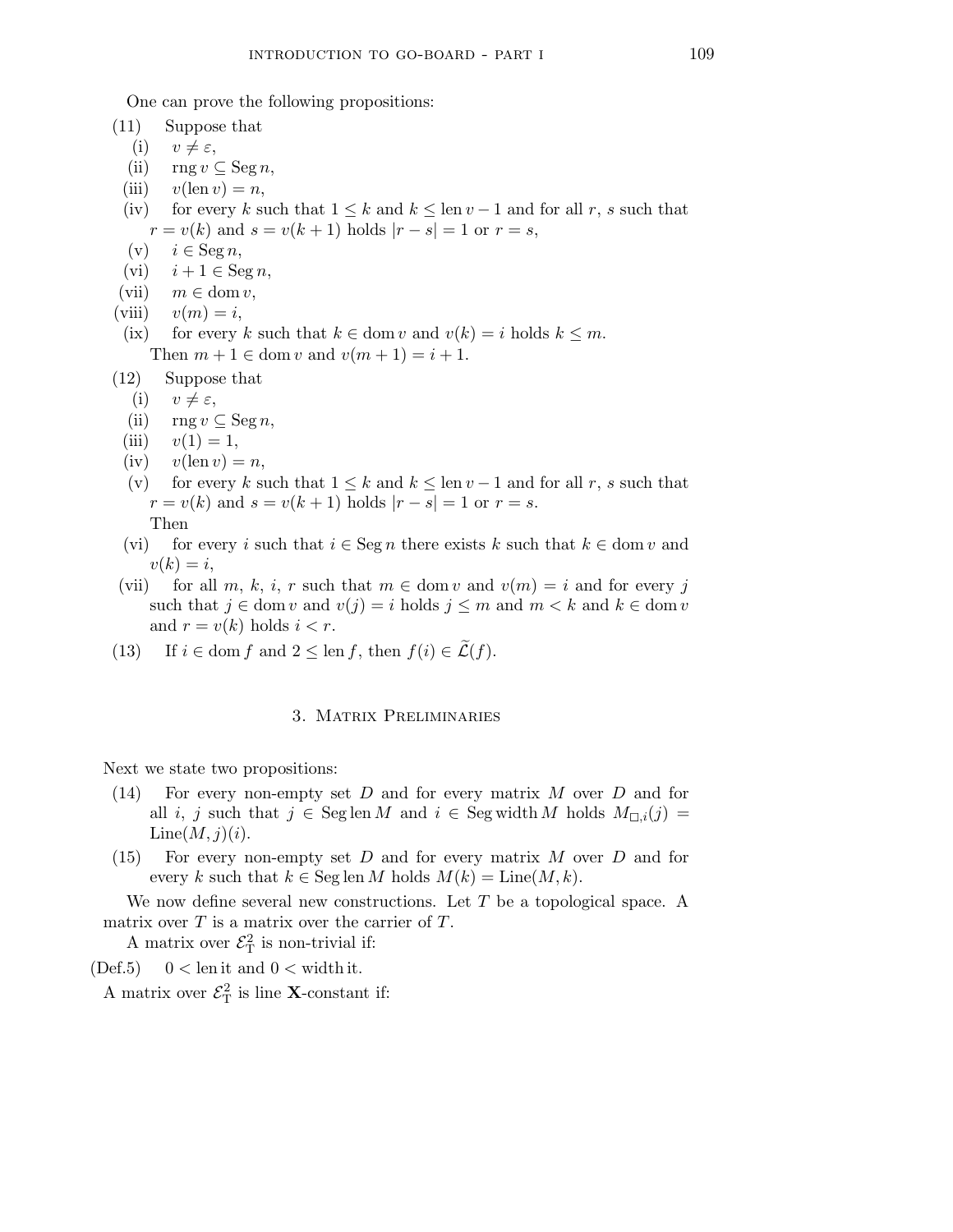One can prove the following propositions:

(11) Suppose that

(i) $v \neq \varepsilon$,

(ii) $\operatorname{rng} v \subseteq \operatorname{Seg} n$,

(iii) $v(\operatorname{len} v) = n$,

(iv) for every $k$ such that $1 \leq k$ and $k \leq \operatorname{len} v - 1$ and for all $r$, $s$ such that $r = v(k)$ and $s = v(k+1)$ holds $|r - s| = 1$ or $r = s$,

(v) $i \in \operatorname{Seg} n$,

(vi) $i + 1 \in \operatorname{Seg} n$,

(vii) $m \in \operatorname{dom} v$,

(viii) $v(m) = i$,

(ix) for every $k$ such that $k \in \operatorname{dom} v$ and $v(k) = i$ holds $k \leq m$.

Then $m + 1 \in \operatorname{dom} v$ and $v(m+1) = i + 1$.

(12) Suppose that

(i) $v \neq \varepsilon$,

(ii) $\operatorname{rng} v \subseteq \operatorname{Seg} n$,

(iii) $v(1) = 1$,

(iv) $v(\operatorname{len} v) = n$,

(v) for every $k$ such that $1 \leq k$ and $k \leq \operatorname{len} v - 1$ and for all $r$, $s$ such that $r = v(k)$ and $s = v(k+1)$ holds $|r - s| = 1$ or $r = s$.

Then

(vi) for every $i$ such that $i \in \operatorname{Seg} n$ there exists $k$ such that $k \in \operatorname{dom} v$ and $v(k) = i$,

(vii) for all $m$, $k$, $i$, $r$ such that $m \in \operatorname{dom} v$ and $v(m) = i$ and for every $j$ such that $j \in \operatorname{dom} v$ and $v(j) = i$ holds $j \leq m$ and $m < k$ and $k \in \operatorname{dom} v$ and $r = v(k)$ holds $i < r$.

(13) If $i \in \operatorname{dom} f$ and $2 \leq \operatorname{len} f$, then $f(i) \in \widetilde{\mathcal{L}}(f)$.

## 3. Matrix Preliminaries

Next we state two propositions:

(14) For every non-empty set $D$ and for every matrix $M$ over $D$ and for all $i$, $j$ such that $j \in \operatorname{Seg} \operatorname{len} M$ and $i \in \operatorname{Seg} \operatorname{width} M$ holds $M_{\square,i}(j) = \operatorname{Line}(M, j)(i)$.

(15) For every non-empty set $D$ and for every matrix $M$ over $D$ and for every $k$ such that $k \in \operatorname{Seg} \operatorname{len} M$ holds $M(k) = \operatorname{Line}(M, k)$.

We now define several new constructions. Let $T$ be a topological space. A matrix over $T$ is a matrix over the carrier of $T$.

A matrix over $\mathcal{E}^2_{\mathrm{T}}$ is non-trivial if:

(Def.5) $0 < \operatorname{len} \mathrm{it}$ and $0 < \operatorname{width} \mathrm{it}$.

A matrix over $\mathcal{E}^2_{\mathrm{T}}$ is line **X**-constant if: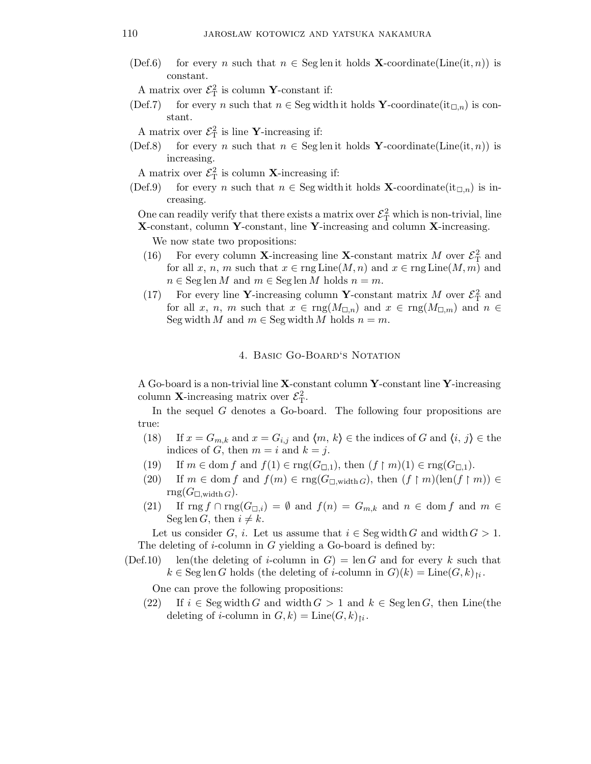(Def.6) for every $n$ such that $n \in \mathrm{Seg}\,\mathrm{len}\,\mathrm{it}$ holds $\mathbf{X}$-coordinate(Line(it, $n$)) is constant.

A matrix over $\mathcal{E}^2_{\mathrm{T}}$ is column $\mathbf{Y}$-constant if:

(Def.7) for every $n$ such that $n \in \mathrm{Seg}\,\mathrm{width}\,\mathrm{it}$ holds $\mathbf{Y}$-coordinate($\mathrm{it}_{\Box,n}$) is constant.

A matrix over $\mathcal{E}^2_{\mathrm{T}}$ is line $\mathbf{Y}$-increasing if:

(Def.8) for every $n$ such that $n \in \mathrm{Seg}\,\mathrm{len}\,\mathrm{it}$ holds $\mathbf{Y}$-coordinate(Line(it, $n$)) is increasing.

A matrix over $\mathcal{E}^2_{\mathrm{T}}$ is column $\mathbf{X}$-increasing if:

(Def.9) for every $n$ such that $n \in \mathrm{Seg}\,\mathrm{width}\,\mathrm{it}$ holds $\mathbf{X}$-coordinate($\mathrm{it}_{\Box,n}$) is increasing.

One can readily verify that there exists a matrix over $\mathcal{E}^2_{\mathrm{T}}$ which is non-trivial, line $\mathbf{X}$-constant, column $\mathbf{Y}$-constant, line $\mathbf{Y}$-increasing and column $\mathbf{X}$-increasing.

We now state two propositions:

(16) For every column $\mathbf{X}$-increasing line $\mathbf{X}$-constant matrix $M$ over $\mathcal{E}^2_{\mathrm{T}}$ and for all $x$, $n$, $m$ such that $x \in \mathrm{rng}\,\mathrm{Line}(M,n)$ and $x \in \mathrm{rng}\,\mathrm{Line}(M,m)$ and $n \in \mathrm{Seg}\,\mathrm{len}\,M$ and $m \in \mathrm{Seg}\,\mathrm{len}\,M$ holds $n = m$.

(17) For every line $\mathbf{Y}$-increasing column $\mathbf{Y}$-constant matrix $M$ over $\mathcal{E}^2_{\mathrm{T}}$ and for all $x$, $n$, $m$ such that $x \in \mathrm{rng}(M_{\Box,n})$ and $x \in \mathrm{rng}(M_{\Box,m})$ and $n \in \mathrm{Seg}\,\mathrm{width}\,M$ and $m \in \mathrm{Seg}\,\mathrm{width}\,M$ holds $n = m$.

## 4. Basic Go-Board‘s Notation

A Go-board is a non-trivial line $\mathbf{X}$-constant column $\mathbf{Y}$-constant line $\mathbf{Y}$-increasing column $\mathbf{X}$-increasing matrix over $\mathcal{E}^2_{\mathrm{T}}$.

In the sequel $G$ denotes a Go-board. The following four propositions are true:

(18) If $x = G_{m,k}$ and $x = G_{i,j}$ and $\langle m, k\rangle \in$ the indices of $G$ and $\langle i, j\rangle \in$ the indices of $G$, then $m = i$ and $k = j$.

(19) If $m \in \mathrm{dom}\,f$ and $f(1) \in \mathrm{rng}(G_{\Box,1})$, then $(f \restriction m)(1) \in \mathrm{rng}(G_{\Box,1})$.

(20) If $m \in \mathrm{dom}\,f$ and $f(m) \in \mathrm{rng}(G_{\Box,\mathrm{width}\,G})$, then $(f \restriction m)(\mathrm{len}(f \restriction m)) \in \mathrm{rng}(G_{\Box,\mathrm{width}\,G})$.

(21) If $\mathrm{rng}\,f \cap \mathrm{rng}(G_{\Box,i}) = \emptyset$ and $f(n) = G_{m,k}$ and $n \in \mathrm{dom}\,f$ and $m \in \mathrm{Seg}\,\mathrm{len}\,G$, then $i \neq k$.

Let us consider $G$, $i$. Let us assume that $i \in \mathrm{Seg}\,\mathrm{width}\,G$ and $\mathrm{width}\,G > 1$. The deleting of $i$-column in $G$ yielding a Go-board is defined by:

(Def.10) len(the deleting of $i$-column in $G$) $= \mathrm{len}\,G$ and for every $k$ such that $k \in \mathrm{Seg}\,\mathrm{len}\,G$ holds (the deleting of $i$-column in $G$)$(k) = \mathrm{Line}(G,k)_{\restriction i}$.

One can prove the following propositions:

(22) If $i \in \mathrm{Seg}\,\mathrm{width}\,G$ and $\mathrm{width}\,G > 1$ and $k \in \mathrm{Seg}\,\mathrm{len}\,G$, then Line(the deleting of $i$-column in $G, k) = \mathrm{Line}(G,k)_{\restriction i}$.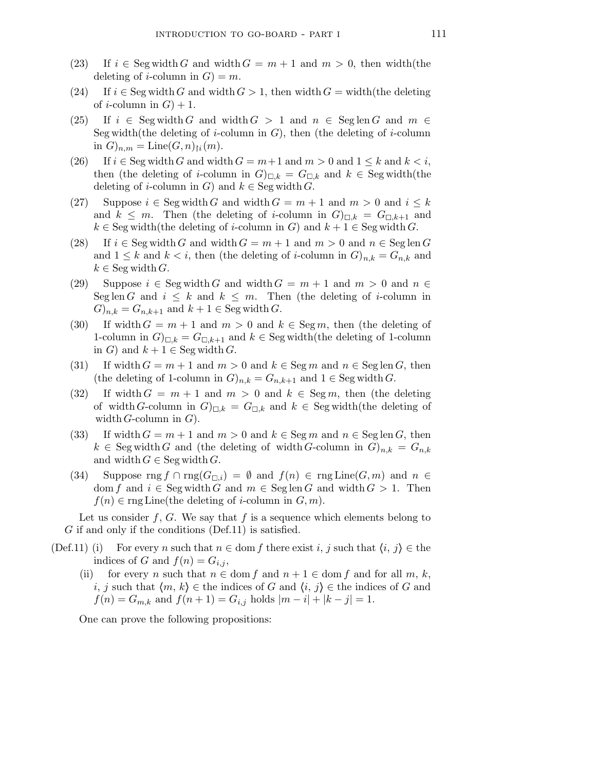(23) If $i \in \operatorname{Seg} \operatorname{width} G$ and $\operatorname{width} G = m + 1$ and $m > 0$, then width(the deleting of $i$-column in $G$) $= m$.

(24) If $i \in \operatorname{Seg} \operatorname{width} G$ and $\operatorname{width} G > 1$, then $\operatorname{width} G =$ width(the deleting of $i$-column in $G$) $+ 1$.

(25) If $i \in \operatorname{Seg} \operatorname{width} G$ and $\operatorname{width} G > 1$ and $n \in \operatorname{Seg} \operatorname{len} G$ and $m \in$ Seg width(the deleting of $i$-column in $G$), then (the deleting of $i$-column in $G)_{n,m} = \operatorname{Line}(G, n)_{\restriction i}(m)$.

(26) If $i \in \operatorname{Seg} \operatorname{width} G$ and $\operatorname{width} G = m+1$ and $m > 0$ and $1 \leq k$ and $k < i$, then (the deleting of $i$-column in $G)_{\square,k} = G_{\square,k}$ and $k \in$ Seg width(the deleting of $i$-column in $G$) and $k \in \operatorname{Seg} \operatorname{width} G$.

(27) Suppose $i \in \operatorname{Seg} \operatorname{width} G$ and $\operatorname{width} G = m + 1$ and $m > 0$ and $i \leq k$ and $k \leq m$. Then (the deleting of $i$-column in $G)_{\square,k} = G_{\square,k+1}$ and $k \in$ Seg width(the deleting of $i$-column in $G$) and $k + 1 \in \operatorname{Seg} \operatorname{width} G$.

(28) If $i \in \operatorname{Seg} \operatorname{width} G$ and $\operatorname{width} G = m + 1$ and $m > 0$ and $n \in \operatorname{Seg} \operatorname{len} G$ and $1 \leq k$ and $k < i$, then (the deleting of $i$-column in $G)_{n,k} = G_{n,k}$ and $k \in \operatorname{Seg} \operatorname{width} G$.

(29) Suppose $i \in \operatorname{Seg} \operatorname{width} G$ and $\operatorname{width} G = m + 1$ and $m > 0$ and $n \in \operatorname{Seg} \operatorname{len} G$ and $i \leq k$ and $k \leq m$. Then (the deleting of $i$-column in $G)_{n,k} = G_{n,k+1}$ and $k + 1 \in \operatorname{Seg} \operatorname{width} G$.

(30) If $\operatorname{width} G = m + 1$ and $m > 0$ and $k \in \operatorname{Seg} m$, then (the deleting of 1-column in $G)_{\square,k} = G_{\square,k+1}$ and $k \in$ Seg width(the deleting of 1-column in $G$) and $k + 1 \in \operatorname{Seg} \operatorname{width} G$.

(31) If $\operatorname{width} G = m + 1$ and $m > 0$ and $k \in \operatorname{Seg} m$ and $n \in \operatorname{Seg} \operatorname{len} G$, then (the deleting of 1-column in $G)_{n,k} = G_{n,k+1}$ and $1 \in \operatorname{Seg} \operatorname{width} G$.

(32) If $\operatorname{width} G = m + 1$ and $m > 0$ and $k \in \operatorname{Seg} m$, then (the deleting of width $G$-column in $G)_{\square,k} = G_{\square,k}$ and $k \in$ Seg width(the deleting of width $G$-column in $G$).

(33) If $\operatorname{width} G = m + 1$ and $m > 0$ and $k \in \operatorname{Seg} m$ and $n \in \operatorname{Seg} \operatorname{len} G$, then $k \in \operatorname{Seg} \operatorname{width} G$ and (the deleting of width $G$-column in $G)_{n,k} = G_{n,k}$ and $\operatorname{width} G \in \operatorname{Seg} \operatorname{width} G$.

(34) Suppose $\operatorname{rng} f \cap \operatorname{rng}(G_{\square,i}) = \emptyset$ and $f(n) \in \operatorname{rng} \operatorname{Line}(G, m)$ and $n \in \operatorname{dom} f$ and $i \in \operatorname{Seg} \operatorname{width} G$ and $m \in \operatorname{Seg} \operatorname{len} G$ and $\operatorname{width} G > 1$. Then $f(n) \in$ rng Line(the deleting of $i$-column in $G, m$).

Let us consider $f$, $G$. We say that $f$ is a sequence which elements belong to $G$ if and only if the conditions (Def.11) is satisfied.

(Def.11) (i) For every $n$ such that $n \in \operatorname{dom} f$ there exist $i$, $j$ such that $\langle i, j \rangle \in$ the indices of $G$ and $f(n) = G_{i,j}$,

(ii) for every $n$ such that $n \in \operatorname{dom} f$ and $n + 1 \in \operatorname{dom} f$ and for all $m$, $k$, $i$, $j$ such that $\langle m, k \rangle \in$ the indices of $G$ and $\langle i, j \rangle \in$ the indices of $G$ and $f(n) = G_{m,k}$ and $f(n + 1) = G_{i,j}$ holds $|m - i| + |k - j| = 1$.

One can prove the following propositions: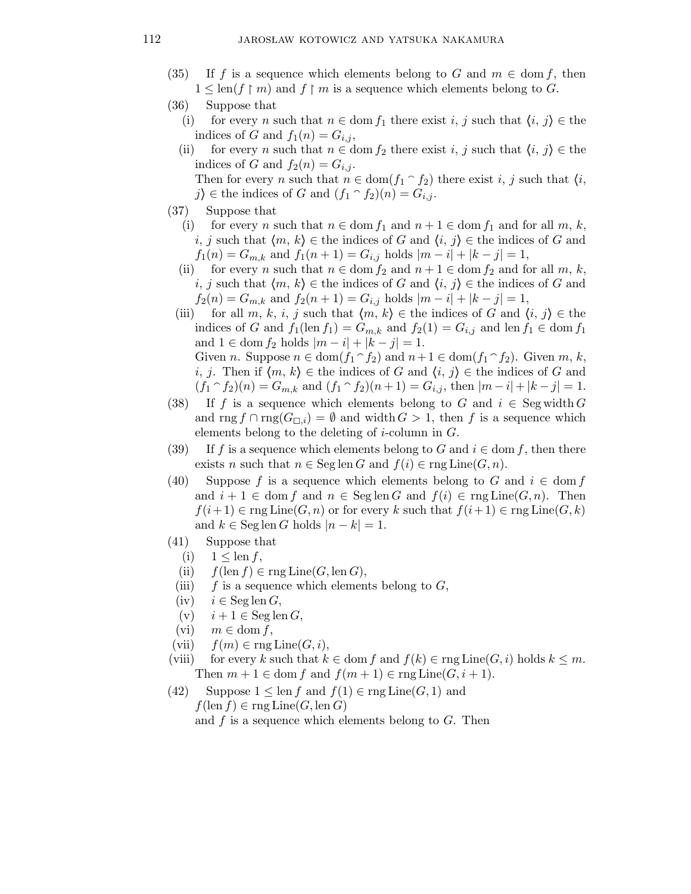(35) If $f$ is a sequence which elements belong to $G$ and $m \in \operatorname{dom} f$, then $1 \leq \operatorname{len}(f \restriction m)$ and $f \restriction m$ is a sequence which elements belong to $G$.

(36) Suppose that

   (i) for every $n$ such that $n \in \operatorname{dom} f_1$ there exist $i$, $j$ such that $\langle i, j\rangle \in$ the indices of $G$ and $f_1(n) = G_{i,j}$,

   (ii) for every $n$ such that $n \in \operatorname{dom} f_2$ there exist $i$, $j$ such that $\langle i, j\rangle \in$ the indices of $G$ and $f_2(n) = G_{i,j}$.

   Then for every $n$ such that $n \in \operatorname{dom}(f_1 \frown f_2)$ there exist $i$, $j$ such that $\langle i, j\rangle \in$ the indices of $G$ and $(f_1 \frown f_2)(n) = G_{i,j}$.

(37) Suppose that

   (i) for every $n$ such that $n \in \operatorname{dom} f_1$ and $n+1 \in \operatorname{dom} f_1$ and for all $m$, $k$, $i$, $j$ such that $\langle m, k\rangle \in$ the indices of $G$ and $\langle i, j\rangle \in$ the indices of $G$ and $f_1(n) = G_{m,k}$ and $f_1(n+1) = G_{i,j}$ holds $|m-i| + |k-j| = 1$,

   (ii) for every $n$ such that $n \in \operatorname{dom} f_2$ and $n+1 \in \operatorname{dom} f_2$ and for all $m$, $k$, $i$, $j$ such that $\langle m, k\rangle \in$ the indices of $G$ and $\langle i, j\rangle \in$ the indices of $G$ and $f_2(n) = G_{m,k}$ and $f_2(n+1) = G_{i,j}$ holds $|m-i| + |k-j| = 1$,

   (iii) for all $m$, $k$, $i$, $j$ such that $\langle m, k\rangle \in$ the indices of $G$ and $\langle i, j\rangle \in$ the indices of $G$ and $f_1(\operatorname{len} f_1) = G_{m,k}$ and $f_2(1) = G_{i,j}$ and $\operatorname{len} f_1 \in \operatorname{dom} f_1$ and $1 \in \operatorname{dom} f_2$ holds $|m-i| + |k-j| = 1$.

   Given $n$. Suppose $n \in \operatorname{dom}(f_1 \frown f_2)$ and $n+1 \in \operatorname{dom}(f_1 \frown f_2)$. Given $m$, $k$, $i$, $j$. Then if $\langle m, k\rangle \in$ the indices of $G$ and $\langle i, j\rangle \in$ the indices of $G$ and $(f_1 \frown f_2)(n) = G_{m,k}$ and $(f_1 \frown f_2)(n+1) = G_{i,j}$, then $|m-i| + |k-j| = 1$.

(38) If $f$ is a sequence which elements belong to $G$ and $i \in \operatorname{Seg} \operatorname{width} G$ and $\operatorname{rng} f \cap \operatorname{rng}(G_{\square,i}) = \emptyset$ and $\operatorname{width} G > 1$, then $f$ is a sequence which elements belong to the deleting of $i$-column in $G$.

(39) If $f$ is a sequence which elements belong to $G$ and $i \in \operatorname{dom} f$, then there exists $n$ such that $n \in \operatorname{Seg} \operatorname{len} G$ and $f(i) \in \operatorname{rng} \operatorname{Line}(G, n)$.

(40) Suppose $f$ is a sequence which elements belong to $G$ and $i \in \operatorname{dom} f$ and $i+1 \in \operatorname{dom} f$ and $n \in \operatorname{Seg} \operatorname{len} G$ and $f(i) \in \operatorname{rng} \operatorname{Line}(G, n)$. Then $f(i+1) \in \operatorname{rng} \operatorname{Line}(G, n)$ or for every $k$ such that $f(i+1) \in \operatorname{rng} \operatorname{Line}(G, k)$ and $k \in \operatorname{Seg} \operatorname{len} G$ holds $|n-k| = 1$.

(41) Suppose that

   (i) $1 \leq \operatorname{len} f$,

   (ii) $f(\operatorname{len} f) \in \operatorname{rng} \operatorname{Line}(G, \operatorname{len} G)$,

   (iii) $f$ is a sequence which elements belong to $G$,

   (iv) $i \in \operatorname{Seg} \operatorname{len} G$,

   (v) $i+1 \in \operatorname{Seg} \operatorname{len} G$,

   (vi) $m \in \operatorname{dom} f$,

   (vii) $f(m) \in \operatorname{rng} \operatorname{Line}(G, i)$,

   (viii) for every $k$ such that $k \in \operatorname{dom} f$ and $f(k) \in \operatorname{rng} \operatorname{Line}(G, i)$ holds $k \leq m$.

   Then $m+1 \in \operatorname{dom} f$ and $f(m+1) \in \operatorname{rng} \operatorname{Line}(G, i+1)$.

(42) Suppose $1 \leq \operatorname{len} f$ and $f(1) \in \operatorname{rng} \operatorname{Line}(G, 1)$ and $f(\operatorname{len} f) \in \operatorname{rng} \operatorname{Line}(G, \operatorname{len} G)$ and $f$ is a sequence which elements belong to $G$. Then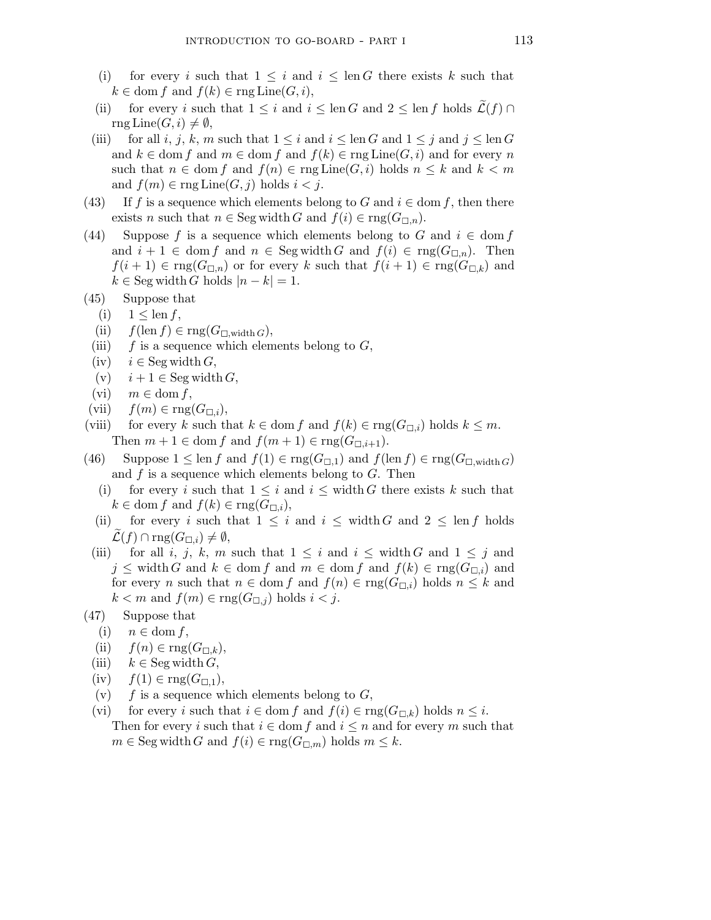(i) for every $i$ such that $1 \leq i$ and $i \leq \operatorname{len} G$ there exists $k$ such that $k \in \operatorname{dom} f$ and $f(k) \in \operatorname{rng} \operatorname{Line}(G, i)$,

(ii) for every $i$ such that $1 \leq i$ and $i \leq \operatorname{len} G$ and $2 \leq \operatorname{len} f$ holds $\widetilde{\mathcal{L}}(f) \cap \operatorname{rng} \operatorname{Line}(G, i) \neq \emptyset$,

(iii) for all $i$, $j$, $k$, $m$ such that $1 \leq i$ and $i \leq \operatorname{len} G$ and $1 \leq j$ and $j \leq \operatorname{len} G$ and $k \in \operatorname{dom} f$ and $m \in \operatorname{dom} f$ and $f(k) \in \operatorname{rng} \operatorname{Line}(G, i)$ and for every $n$ such that $n \in \operatorname{dom} f$ and $f(n) \in \operatorname{rng} \operatorname{Line}(G, i)$ holds $n \leq k$ and $k < m$ and $f(m) \in \operatorname{rng} \operatorname{Line}(G, j)$ holds $i < j$.

(43) If $f$ is a sequence which elements belong to $G$ and $i \in \operatorname{dom} f$, then there exists $n$ such that $n \in \operatorname{Seg} \operatorname{width} G$ and $f(i) \in \operatorname{rng}(G_{\square,n})$.

(44) Suppose $f$ is a sequence which elements belong to $G$ and $i \in \operatorname{dom} f$ and $i+1 \in \operatorname{dom} f$ and $n \in \operatorname{Seg} \operatorname{width} G$ and $f(i) \in \operatorname{rng}(G_{\square,n})$. Then $f(i+1) \in \operatorname{rng}(G_{\square,n})$ or for every $k$ such that $f(i+1) \in \operatorname{rng}(G_{\square,k})$ and $k \in \operatorname{Seg} \operatorname{width} G$ holds $|n-k| = 1$.

(45) Suppose that

(i) $1 \leq \operatorname{len} f$,

(ii) $f(\operatorname{len} f) \in \operatorname{rng}(G_{\square,\operatorname{width} G})$,

(iii) $f$ is a sequence which elements belong to $G$,

(iv) $i \in \operatorname{Seg} \operatorname{width} G$,

(v) $i+1 \in \operatorname{Seg} \operatorname{width} G$,

(vi) $m \in \operatorname{dom} f$,

(vii) $f(m) \in \operatorname{rng}(G_{\square,i})$,

(viii) for every $k$ such that $k \in \operatorname{dom} f$ and $f(k) \in \operatorname{rng}(G_{\square,i})$ holds $k \leq m$.

Then $m+1 \in \operatorname{dom} f$ and $f(m+1) \in \operatorname{rng}(G_{\square,i+1})$.

(46) Suppose $1 \leq \operatorname{len} f$ and $f(1) \in \operatorname{rng}(G_{\square,1})$ and $f(\operatorname{len} f) \in \operatorname{rng}(G_{\square,\operatorname{width} G})$ and $f$ is a sequence which elements belong to $G$. Then

(i) for every $i$ such that $1 \leq i$ and $i \leq \operatorname{width} G$ there exists $k$ such that $k \in \operatorname{dom} f$ and $f(k) \in \operatorname{rng}(G_{\square,i})$,

(ii) for every $i$ such that $1 \leq i$ and $i \leq \operatorname{width} G$ and $2 \leq \operatorname{len} f$ holds $\widetilde{\mathcal{L}}(f) \cap \operatorname{rng}(G_{\square,i}) \neq \emptyset$,

(iii) for all $i$, $j$, $k$, $m$ such that $1 \leq i$ and $i \leq \operatorname{width} G$ and $1 \leq j$ and $j \leq \operatorname{width} G$ and $k \in \operatorname{dom} f$ and $m \in \operatorname{dom} f$ and $f(k) \in \operatorname{rng}(G_{\square,i})$ and for every $n$ such that $n \in \operatorname{dom} f$ and $f(n) \in \operatorname{rng}(G_{\square,i})$ holds $n \leq k$ and $k < m$ and $f(m) \in \operatorname{rng}(G_{\square,j})$ holds $i < j$.

(47) Suppose that

(i) $n \in \operatorname{dom} f$,

(ii) $f(n) \in \operatorname{rng}(G_{\square,k})$,

(iii) $k \in \operatorname{Seg} \operatorname{width} G$,

(iv) $f(1) \in \operatorname{rng}(G_{\square,1})$,

(v) $f$ is a sequence which elements belong to $G$,

(vi) for every $i$ such that $i \in \operatorname{dom} f$ and $f(i) \in \operatorname{rng}(G_{\square,k})$ holds $n \leq i$.

Then for every $i$ such that $i \in \operatorname{dom} f$ and $i \leq n$ and for every $m$ such that $m \in \operatorname{Seg} \operatorname{width} G$ and $f(i) \in \operatorname{rng}(G_{\square,m})$ holds $m \leq k$.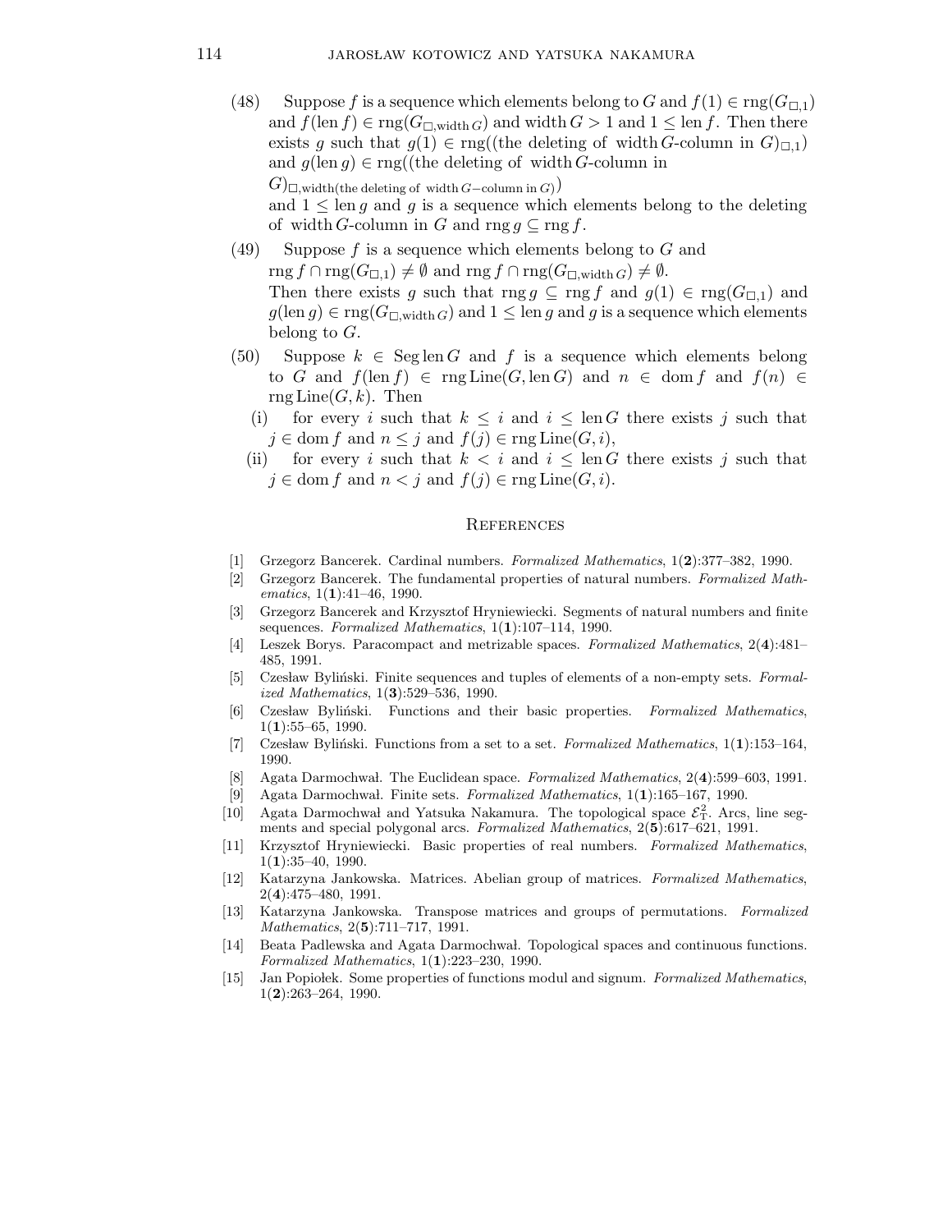(48) Suppose $f$ is a sequence which elements belong to $G$ and $f(1) \in \operatorname{rng}(G_{\square,1})$ and $f(\operatorname{len} f) \in \operatorname{rng}(G_{\square,\operatorname{width} G})$ and $\operatorname{width} G > 1$ and $1 \leq \operatorname{len} f$. Then there exists $g$ such that $g(1) \in \operatorname{rng}((\text{the deleting of } \operatorname{width} G\text{-column in } G)_{\square,1})$ and $g(\operatorname{len} g) \in \operatorname{rng}((\text{the deleting of } \operatorname{width} G\text{-column in } G)_{\square,\operatorname{width}(\text{the deleting of } \operatorname{width} G-\text{column in } G)})$ and $1 \leq \operatorname{len} g$ and $g$ is a sequence which elements belong to the deleting of $\operatorname{width} G$-column in $G$ and $\operatorname{rng} g \subseteq \operatorname{rng} f$.

(49) Suppose $f$ is a sequence which elements belong to $G$ and $\operatorname{rng} f \cap \operatorname{rng}(G_{\square,1}) \neq \emptyset$ and $\operatorname{rng} f \cap \operatorname{rng}(G_{\square,\operatorname{width} G}) \neq \emptyset$. Then there exists $g$ such that $\operatorname{rng} g \subseteq \operatorname{rng} f$ and $g(1) \in \operatorname{rng}(G_{\square,1})$ and $g(\operatorname{len} g) \in \operatorname{rng}(G_{\square,\operatorname{width} G})$ and $1 \leq \operatorname{len} g$ and $g$ is a sequence which elements belong to $G$.

(50) Suppose $k \in \operatorname{Seg} \operatorname{len} G$ and $f$ is a sequence which elements belong to $G$ and $f(\operatorname{len} f) \in \operatorname{rng} \operatorname{Line}(G, \operatorname{len} G)$ and $n \in \operatorname{dom} f$ and $f(n) \in \operatorname{rng} \operatorname{Line}(G, k)$. Then

(i) for every $i$ such that $k \leq i$ and $i \leq \operatorname{len} G$ there exists $j$ such that $j \in \operatorname{dom} f$ and $n \leq j$ and $f(j) \in \operatorname{rng} \operatorname{Line}(G, i)$,

(ii) for every $i$ such that $k < i$ and $i \leq \operatorname{len} G$ there exists $j$ such that $j \in \operatorname{dom} f$ and $n < j$ and $f(j) \in \operatorname{rng} \operatorname{Line}(G, i)$.

## References

[1] Grzegorz Bancerek. Cardinal numbers. *Formalized Mathematics*, 1(**2**):377–382, 1990.

[2] Grzegorz Bancerek. The fundamental properties of natural numbers. *Formalized Mathematics*, 1(**1**):41–46, 1990.

[3] Grzegorz Bancerek and Krzysztof Hryniewiecki. Segments of natural numbers and finite sequences. *Formalized Mathematics*, 1(**1**):107–114, 1990.

[4] Leszek Borys. Paracompact and metrizable spaces. *Formalized Mathematics*, 2(**4**):481–485, 1991.

[5] Czesław Byliński. Finite sequences and tuples of elements of a non-empty sets. *Formalized Mathematics*, 1(**3**):529–536, 1990.

[6] Czesław Byliński. Functions and their basic properties. *Formalized Mathematics*, 1(**1**):55–65, 1990.

[7] Czesław Byliński. Functions from a set to a set. *Formalized Mathematics*, 1(**1**):153–164, 1990.

[8] Agata Darmochwał. The Euclidean space. *Formalized Mathematics*, 2(**4**):599–603, 1991.

[9] Agata Darmochwał. Finite sets. *Formalized Mathematics*, 1(**1**):165–167, 1990.

[10] Agata Darmochwał and Yatsuka Nakamura. The topological space $\mathcal{E}^2_{\rm T}$. Arcs, line segments and special polygonal arcs. *Formalized Mathematics*, 2(**5**):617–621, 1991.

[11] Krzysztof Hryniewiecki. Basic properties of real numbers. *Formalized Mathematics*, 1(**1**):35–40, 1990.

[12] Katarzyna Jankowska. Matrices. Abelian group of matrices. *Formalized Mathematics*, 2(**4**):475–480, 1991.

[13] Katarzyna Jankowska. Transpose matrices and groups of permutations. *Formalized Mathematics*, 2(**5**):711–717, 1991.

[14] Beata Padlewska and Agata Darmochwał. Topological spaces and continuous functions. *Formalized Mathematics*, 1(**1**):223–230, 1990.

[15] Jan Popiołek. Some properties of functions modul and signum. *Formalized Mathematics*, 1(**2**):263–264, 1990.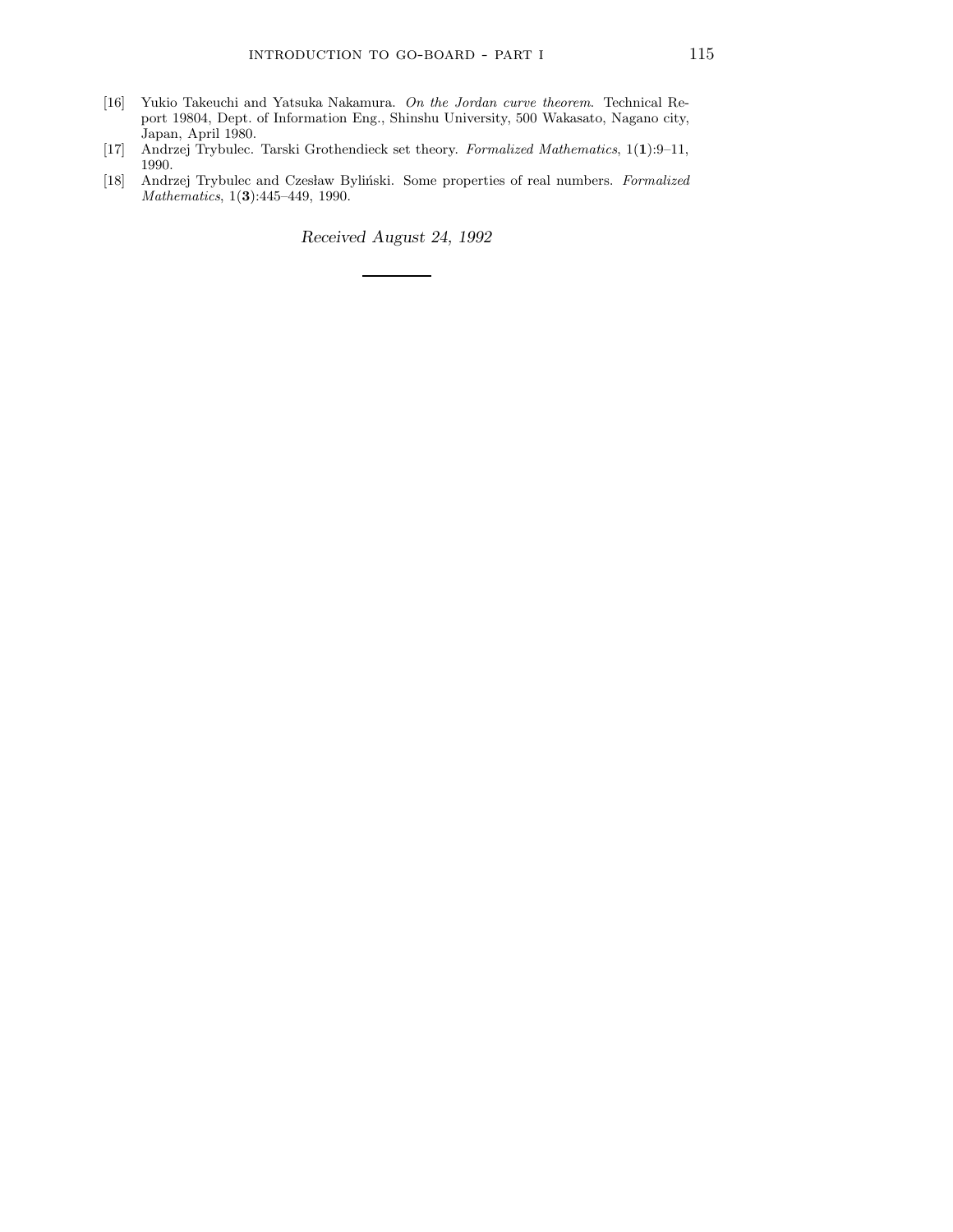[16] Yukio Takeuchi and Yatsuka Nakamura. *On the Jordan curve theorem*. Technical Report 19804, Dept. of Information Eng., Shinshu University, 500 Wakasato, Nagano city, Japan, April 1980.

[17] Andrzej Trybulec. Tarski Grothendieck set theory. *Formalized Mathematics*, 1(**1**):9–11, 1990.

[18] Andrzej Trybulec and Czesław Byliński. Some properties of real numbers. *Formalized Mathematics*, 1(**3**):445–449, 1990.

*Received August 24, 1992*